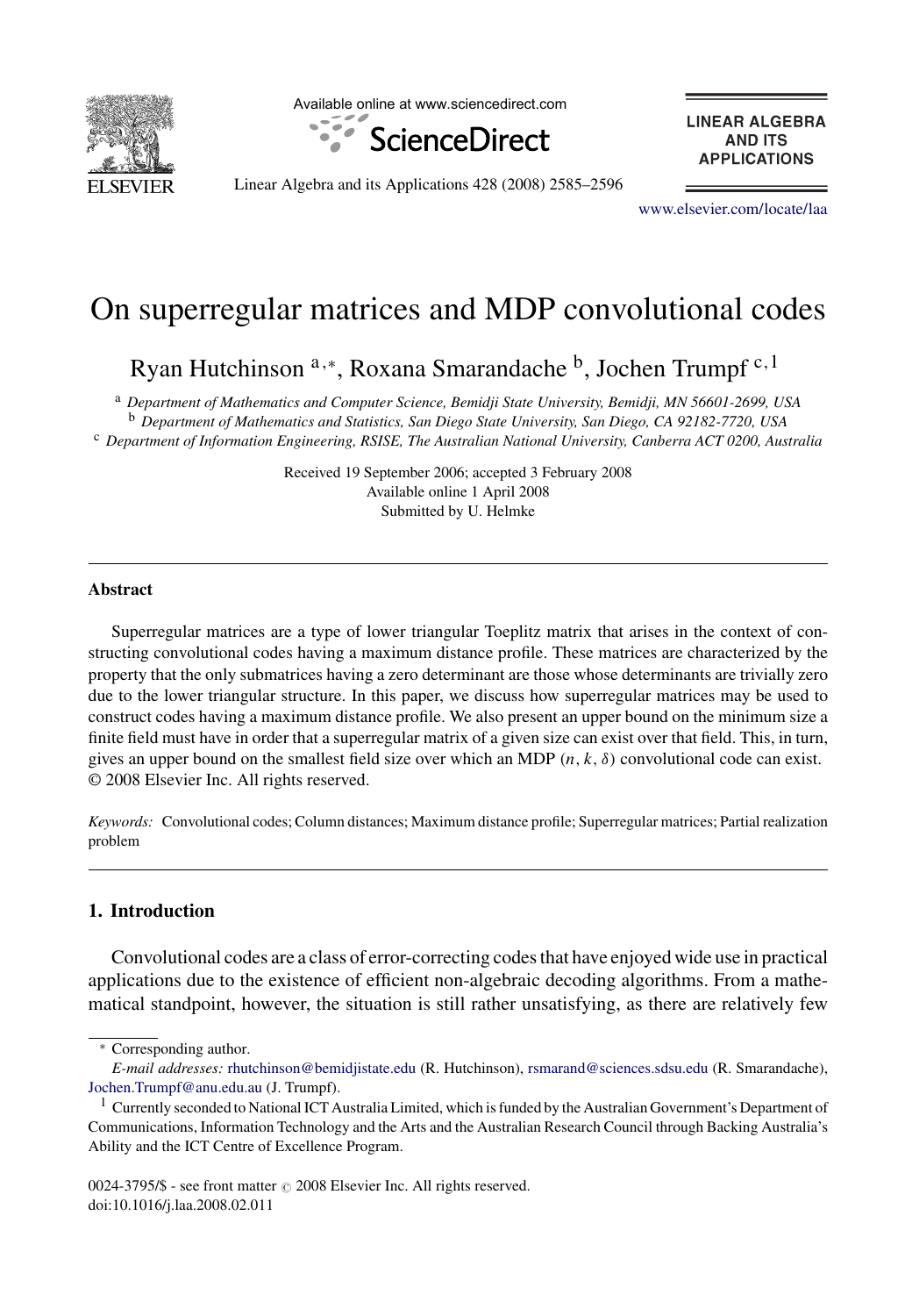# On superregular matrices and MDP convolutional codes

Ryan Hutchinson [a,*], Roxana Smarandache [b], Jochen Trumpf [c,1]

[a] Department of Mathematics and Computer Science, Bemidji State University, Bemidji, MN 56601-2699, USA
[b] Department of Mathematics and Statistics, San Diego State University, San Diego, CA 92182-7720, USA
[c] Department of Information Engineering, RSISE, The Australian National University, Canberra ACT 0200, Australia

Received 19 September 2006; accepted 3 February 2008
Available online 1 April 2008
Submitted by U. Helmke

---

## Abstract

Superregular matrices are a type of lower triangular Toeplitz matrix that arises in the context of constructing convolutional codes having a maximum distance profile. These matrices are characterized by the property that the only submatrices having a zero determinant are those whose determinants are trivially zero due to the lower triangular structure. In this paper, we discuss how superregular matrices may be used to construct codes having a maximum distance profile. We also present an upper bound on the minimum size a finite field must have in order that a superregular matrix of a given size can exist over that field. This, in turn, gives an upper bound on the smallest field size over which an MDP $(n, k, \delta)$ convolutional code can exist.
© 2008 Elsevier Inc. All rights reserved.

*Keywords:* Convolutional codes; Column distances; Maximum distance profile; Superregular matrices; Partial realization problem

---

## 1. Introduction

Convolutional codes are a class of error-correcting codes that have enjoyed wide use in practical applications due to the existence of efficient non-algebraic decoding algorithms. From a mathematical standpoint, however, the situation is still rather unsatisfying, as there are relatively few

---

* Corresponding author.
*E-mail addresses:* rhutchinson@bemidjistate.edu (R. Hutchinson), rsmarand@sciences.sdsu.edu (R. Smarandache), Jochen.Trumpf@anu.edu.au (J. Trumpf).

[1] Currently seconded to National ICT Australia Limited, which is funded by the Australian Government's Department of Communications, Information Technology and the Arts and the Australian Research Council through Backing Australia's Ability and the ICT Centre of Excellence Program.

0024-3795/$ - see front matter © 2008 Elsevier Inc. All rights reserved.
doi:10.1016/j.laa.2008.02.011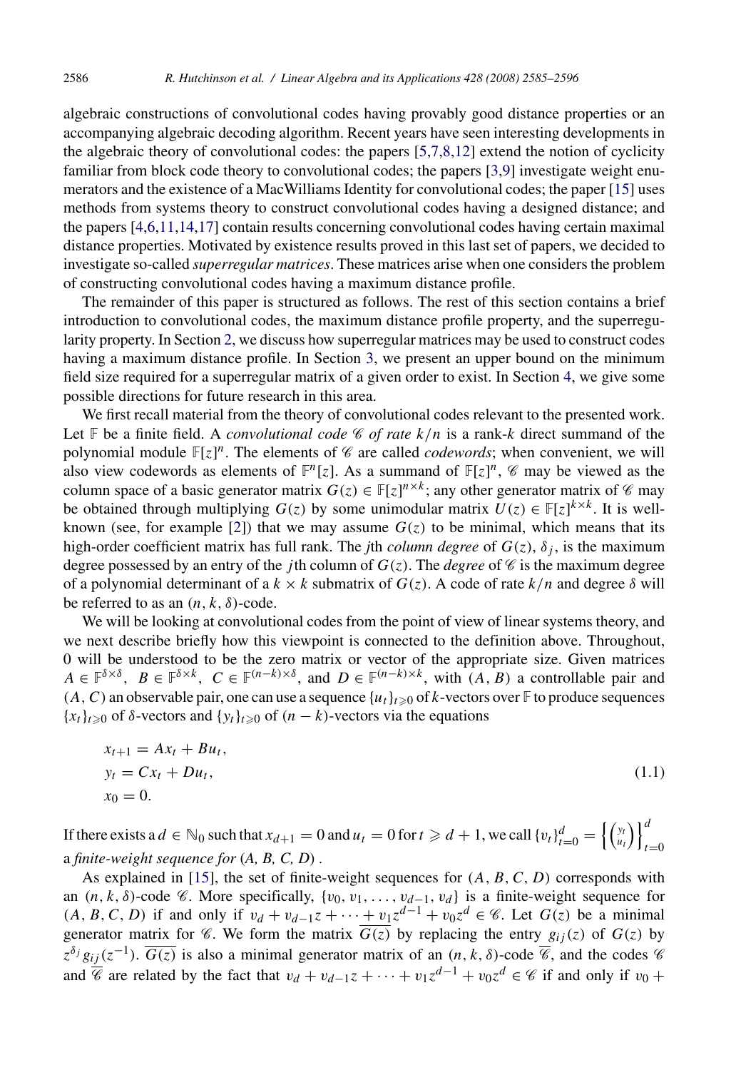algebraic constructions of convolutional codes having provably good distance properties or an accompanying algebraic decoding algorithm. Recent years have seen interesting developments in the algebraic theory of convolutional codes: the papers [5,7,8,12] extend the notion of cyclicity familiar from block code theory to convolutional codes; the papers [3,9] investigate weight enumerators and the existence of a MacWilliams Identity for convolutional codes; the paper [15] uses methods from systems theory to construct convolutional codes having a designed distance; and the papers [4,6,11,14,17] contain results concerning convolutional codes having certain maximal distance properties. Motivated by existence results proved in this last set of papers, we decided to investigate so-called *superregular matrices*. These matrices arise when one considers the problem of constructing convolutional codes having a maximum distance profile.

The remainder of this paper is structured as follows. The rest of this section contains a brief introduction to convolutional codes, the maximum distance profile property, and the superregularity property. In Section 2, we discuss how superregular matrices may be used to construct codes having a maximum distance profile. In Section 3, we present an upper bound on the minimum field size required for a superregular matrix of a given order to exist. In Section 4, we give some possible directions for future research in this area.

We first recall material from the theory of convolutional codes relevant to the presented work. Let $\mathbb{F}$ be a finite field. A *convolutional code* $\mathscr{C}$ *of rate* $k/n$ is a rank-$k$ direct summand of the polynomial module $\mathbb{F}[z]^n$. The elements of $\mathscr{C}$ are called *codewords*; when convenient, we will also view codewords as elements of $\mathbb{F}^n[z]$. As a summand of $\mathbb{F}[z]^n$, $\mathscr{C}$ may be viewed as the column space of a basic generator matrix $G(z) \in \mathbb{F}[z]^{n\times k}$; any other generator matrix of $\mathscr{C}$ may be obtained through multiplying $G(z)$ by some unimodular matrix $U(z) \in \mathbb{F}[z]^{k\times k}$. It is well-known (see, for example [2]) that we may assume $G(z)$ to be minimal, which means that its high-order coefficient matrix has full rank. The $j$th *column degree* of $G(z)$, $\delta_j$, is the maximum degree possessed by an entry of the $j$th column of $G(z)$. The *degree* of $\mathscr{C}$ is the maximum degree of a polynomial determinant of a $k \times k$ submatrix of $G(z)$. A code of rate $k/n$ and degree $\delta$ will be referred to as an $(n, k, \delta)$-code.

We will be looking at convolutional codes from the point of view of linear systems theory, and we next describe briefly how this viewpoint is connected to the definition above. Throughout, 0 will be understood to be the zero matrix or vector of the appropriate size. Given matrices $A \in \mathbb{F}^{\delta\times\delta}$, $B \in \mathbb{F}^{\delta\times k}$, $C \in \mathbb{F}^{(n-k)\times\delta}$, and $D \in \mathbb{F}^{(n-k)\times k}$, with $(A, B)$ a controllable pair and $(A, C)$ an observable pair, one can use a sequence $\{u_t\}_{t\geqslant 0}$ of $k$-vectors over $\mathbb{F}$ to produce sequences $\{x_t\}_{t\geqslant 0}$ of $\delta$-vectors and $\{y_t\}_{t\geqslant 0}$ of $(n-k)$-vectors via the equations

$$
\begin{aligned}
x_{t+1} &= Ax_t + Bu_t,\\
y_t &= Cx_t + Du_t, \qquad\qquad (1.1)\\
x_0 &= 0.
\end{aligned}
$$

If there exists a $d \in \mathbb{N}_0$ such that $x_{d+1} = 0$ and $u_t = 0$ for $t \geqslant d + 1$, we call $\{v_t\}_{t=0}^{d} = \left\{\begin{pmatrix} y_t \\ u_t \end{pmatrix}\right\}_{t=0}^{d}$ a *finite-weight sequence for* $(A, B, C, D)$.

As explained in [15], the set of finite-weight sequences for $(A, B, C, D)$ corresponds with an $(n, k, \delta)$-code $\mathscr{C}$. More specifically, $\{v_0, v_1, \ldots, v_{d-1}, v_d\}$ is a finite-weight sequence for $(A, B, C, D)$ if and only if $v_d + v_{d-1}z + \cdots + v_1 z^{d-1} + v_0 z^d \in \mathscr{C}$. Let $G(z)$ be a minimal generator matrix for $\mathscr{C}$. We form the matrix $\overline{G(z)}$ by replacing the entry $g_{ij}(z)$ of $G(z)$ by $z^{\delta_j} g_{ij}(z^{-1})$. $\overline{G(z)}$ is also a minimal generator matrix of an $(n, k, \delta)$-code $\overline{\mathscr{C}}$, and the codes $\mathscr{C}$ and $\overline{\mathscr{C}}$ are related by the fact that $v_d + v_{d-1}z + \cdots + v_1 z^{d-1} + v_0 z^d \in \mathscr{C}$ if and only if $v_0 +$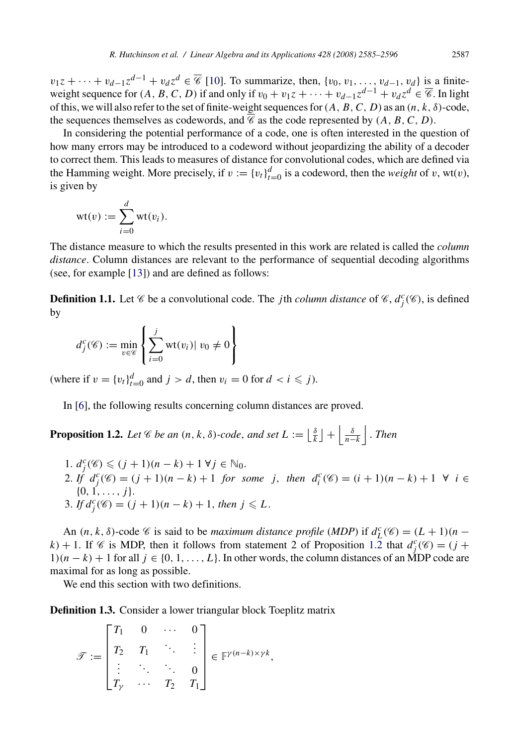$v_1 z + \cdots + v_{d-1} z^{d-1} + v_d z^d \in \overline{\mathscr{C}}$ [10]. To summarize, then, $\{v_0, v_1, \ldots, v_{d-1}, v_d\}$ is a finite-weight sequence for $(A, B, C, D)$ if and only if $v_0 + v_1 z + \cdots + v_{d-1} z^{d-1} + v_d z^d \in \overline{\mathscr{C}}$. In light of this, we will also refer to the set of finite-weight sequences for $(A, B, C, D)$ as an $(n, k, \delta)$-code, the sequences themselves as codewords, and $\overline{\mathscr{C}}$ as the code represented by $(A, B, C, D)$.

In considering the potential performance of a code, one is often interested in the question of how many errors may be introduced to a codeword without jeopardizing the ability of a decoder to correct them. This leads to measures of distance for convolutional codes, which are defined via the Hamming weight. More precisely, if $v := \{v_t\}_{t=0}^{d}$ is a codeword, then the *weight* of $v$, $\mathrm{wt}(v)$, is given by

$$\mathrm{wt}(v) := \sum_{i=0}^{d} \mathrm{wt}(v_i).$$

The distance measure to which the results presented in this work are related is called the *column distance*. Column distances are relevant to the performance of sequential decoding algorithms (see, for example [13]) and are defined as follows:

**Definition 1.1.** Let $\mathscr{C}$ be a convolutional code. The $j$th *column distance* of $\mathscr{C}$, $d_j^c(\mathscr{C})$, is defined by

$$d_j^c(\mathscr{C}) := \min_{v \in \mathscr{C}} \left\{ \sum_{i=0}^{j} \mathrm{wt}(v_i) \mid v_0 \neq 0 \right\}$$

(where if $v = \{v_t\}_{t=0}^{d}$ and $j > d$, then $v_i = 0$ for $d < i \leqslant j$).

In [6], the following results concerning column distances are proved.

**Proposition 1.2.** *Let $\mathscr{C}$ be an $(n, k, \delta)$-code, and set $L := \left\lfloor \frac{\delta}{k} \right\rfloor + \left\lfloor \frac{\delta}{n-k} \right\rfloor$. Then*

1. $d_j^c(\mathscr{C}) \leqslant (j+1)(n-k) + 1 \ \forall j \in \mathbb{N}_0$.
2. *If* $d_j^c(\mathscr{C}) = (j+1)(n-k) + 1$ *for some* $j$, *then* $d_i^c(\mathscr{C}) = (i+1)(n-k) + 1 \ \forall \ i \in \{0, 1, \ldots, j\}$.
3. *If* $d_j^c(\mathscr{C}) = (j+1)(n-k) + 1$, *then* $j \leqslant L$.

An $(n, k, \delta)$-code $\mathscr{C}$ is said to be *maximum distance profile* (*MDP*) if $d_L^c(\mathscr{C}) = (L+1)(n-k) + 1$. If $\mathscr{C}$ is MDP, then it follows from statement 2 of Proposition 1.2 that $d_j^c(\mathscr{C}) = (j+1)(n-k) + 1$ for all $j \in \{0, 1, \ldots, L\}$. In other words, the column distances of an MDP code are maximal for as long as possible.

We end this section with two definitions.

**Definition 1.3.** Consider a lower triangular block Toeplitz matrix

$$\mathscr{T} := \begin{bmatrix} T_1 & 0 & \cdots & 0 \\ T_2 & T_1 & \ddots & \vdots \\ \vdots & \ddots & \ddots & 0 \\ T_\gamma & \cdots & T_2 & T_1 \end{bmatrix} \in \mathbb{F}^{\gamma(n-k) \times \gamma k},$$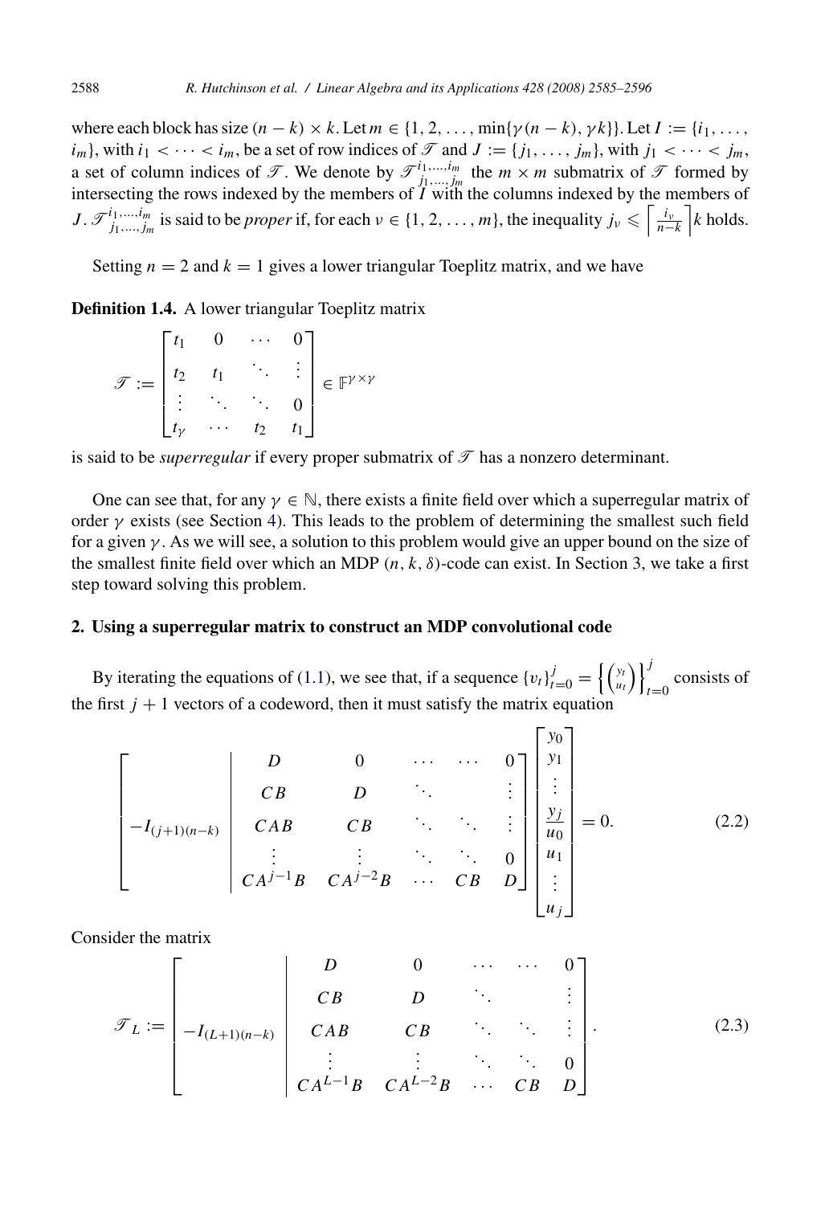where each block has size $(n-k) \times k$. Let $m \in \{1, 2, \ldots, \min\{\gamma(n-k), \gamma k\}\}$. Let $I := \{i_1, \ldots, i_m\}$, with $i_1 < \cdots < i_m$, be a set of row indices of $\mathscr{T}$ and $J := \{j_1, \ldots, j_m\}$, with $j_1 < \cdots < j_m$, a set of column indices of $\mathscr{T}$. We denote by $\mathscr{T}^{i_1,\ldots,i_m}_{j_1,\ldots,j_m}$ the $m \times m$ submatrix of $\mathscr{T}$ formed by intersecting the rows indexed by the members of $I$ with the columns indexed by the members of $J$. $\mathscr{T}^{i_1,\ldots,i_m}_{j_1,\ldots,j_m}$ is said to be *proper* if, for each $\nu \in \{1, 2, \ldots, m\}$, the inequality $j_\nu \leqslant \left\lceil \frac{i_\nu}{n-k} \right\rceil k$ holds.

Setting $n = 2$ and $k = 1$ gives a lower triangular Toeplitz matrix, and we have

**Definition 1.4.** A lower triangular Toeplitz matrix

$$
\mathscr{T} := \begin{bmatrix} t_1 & 0 & \cdots & 0 \\ t_2 & t_1 & \ddots & \vdots \\ \vdots & \ddots & \ddots & 0 \\ t_\gamma & \cdots & t_2 & t_1 \end{bmatrix} \in \mathbb{F}^{\gamma \times \gamma}
$$

is said to be *superregular* if every proper submatrix of $\mathscr{T}$ has a nonzero determinant.

One can see that, for any $\gamma \in \mathbb{N}$, there exists a finite field over which a superregular matrix of order $\gamma$ exists (see Section 4). This leads to the problem of determining the smallest such field for a given $\gamma$. As we will see, a solution to this problem would give an upper bound on the size of the smallest finite field over which an MDP $(n, k, \delta)$-code can exist. In Section 3, we take a first step toward solving this problem.

## 2. Using a superregular matrix to construct an MDP convolutional code

By iterating the equations of (1.1), we see that, if a sequence $\{v_t\}_{t=0}^{j} = \left\{ \binom{y_t}{u_t} \right\}_{t=0}^{j}$ consists of the first $j+1$ vectors of a codeword, then it must satisfy the matrix equation

$$
\left[\begin{array}{c|ccccc} & D & 0 & \cdots & \cdots & 0 \\ & CB & D & \ddots & & \vdots \\ -I_{(j+1)(n-k)} & CAB & CB & \ddots & \ddots & \vdots \\ & \vdots & \vdots & \ddots & \ddots & 0 \\ & CA^{j-1}B & CA^{j-2}B & \cdots & CB & D \end{array}\right]
\begin{bmatrix} y_0 \\ y_1 \\ \vdots \\ y_j \\ \hline u_0 \\ u_1 \\ \vdots \\ u_j \end{bmatrix} = 0. \tag{2.2}
$$

Consider the matrix

$$
\mathscr{T}_L := \left[\begin{array}{c|ccccc} & D & 0 & \cdots & \cdots & 0 \\ & CB & D & \ddots & & \vdots \\ -I_{(L+1)(n-k)} & CAB & CB & \ddots & \ddots & \vdots \\ & \vdots & \vdots & \ddots & \ddots & 0 \\ & CA^{L-1}B & CA^{L-2}B & \cdots & CB & D \end{array}\right]. \tag{2.3}
$$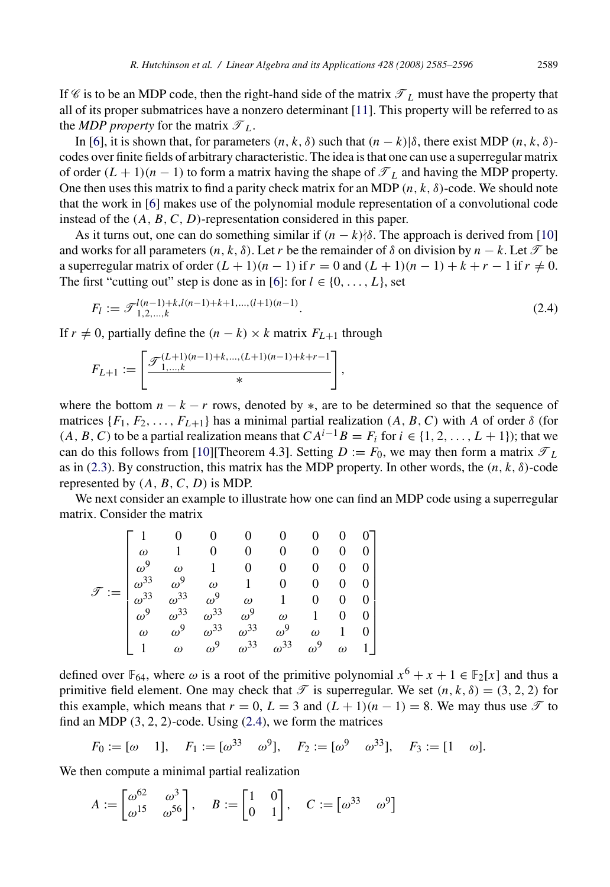If $\mathscr{C}$ is to be an MDP code, then the right-hand side of the matrix $\mathscr{T}_L$ must have the property that all of its proper submatrices have a nonzero determinant [11]. This property will be referred to as the *MDP property* for the matrix $\mathscr{T}_L$.

In [6], it is shown that, for parameters $(n, k, \delta)$ such that $(n-k)|\delta$, there exist MDP $(n, k, \delta)$-codes over finite fields of arbitrary characteristic. The idea is that one can use a superregular matrix of order $(L+1)(n-1)$ to form a matrix having the shape of $\mathscr{T}_L$ and having the MDP property. One then uses this matrix to find a parity check matrix for an MDP $(n, k, \delta)$-code. We should note that the work in [6] makes use of the polynomial module representation of a convolutional code instead of the $(A, B, C, D)$-representation considered in this paper.

As it turns out, one can do something similar if $(n-k)\nmid\delta$. The approach is derived from [10] and works for all parameters $(n, k, \delta)$. Let $r$ be the remainder of $\delta$ on division by $n-k$. Let $\mathscr{T}$ be a superregular matrix of order $(L+1)(n-1)$ if $r = 0$ and $(L+1)(n-1)+k+r-1$ if $r \neq 0$. The first "cutting out" step is done as in [6]: for $l \in \{0, \dots, L\}$, set

$$F_l := \mathscr{T}^{l(n-1)+k, l(n-1)+k+1, \dots, (l+1)(n-1)}_{1,2,\dots,k}. \tag{2.4}$$

If $r \neq 0$, partially define the $(n-k) \times k$ matrix $F_{L+1}$ through

$$F_{L+1} := \left[\begin{array}{c} \mathscr{T}^{(L+1)(n-1)+k, \dots, (L+1)(n-1)+k+r-1}_{1,\dots,k} \\ \hline * \end{array}\right],$$

where the bottom $n-k-r$ rows, denoted by $*$, are to be determined so that the sequence of matrices $\{F_1, F_2, \dots, F_{L+1}\}$ has a minimal partial realization $(A, B, C)$ with $A$ of order $\delta$ (for $(A, B, C)$ to be a partial realization means that $CA^{i-1}B = F_i$ for $i \in \{1, 2, \dots, L+1\}$); that we can do this follows from [10][Theorem 4.3]. Setting $D := F_0$, we may then form a matrix $\mathscr{T}_L$ as in (2.3). By construction, this matrix has the MDP property. In other words, the $(n, k, \delta)$-code represented by $(A, B, C, D)$ is MDP.

We next consider an example to illustrate how one can find an MDP code using a superregular matrix. Consider the matrix

$$\mathscr{T} := \begin{bmatrix} 1 & 0 & 0 & 0 & 0 & 0 & 0 & 0 \\ \omega & 1 & 0 & 0 & 0 & 0 & 0 & 0 \\ \omega^9 & \omega & 1 & 0 & 0 & 0 & 0 & 0 \\ \omega^{33} & \omega^9 & \omega & 1 & 0 & 0 & 0 & 0 \\ \omega^{33} & \omega^{33} & \omega^9 & \omega & 1 & 0 & 0 & 0 \\ \omega^9 & \omega^{33} & \omega^{33} & \omega^9 & \omega & 1 & 0 & 0 \\ \omega & \omega^9 & \omega^{33} & \omega^{33} & \omega^9 & \omega & 1 & 0 \\ 1 & \omega & \omega^9 & \omega^{33} & \omega^{33} & \omega^9 & \omega & 1 \end{bmatrix}$$

defined over $\mathbb{F}_{64}$, where $\omega$ is a root of the primitive polynomial $x^6 + x + 1 \in \mathbb{F}_2[x]$ and thus a primitive field element. One may check that $\mathscr{T}$ is superregular. We set $(n, k, \delta) = (3, 2, 2)$ for this example, which means that $r = 0$, $L = 3$ and $(L+1)(n-1) = 8$. We may thus use $\mathscr{T}$ to find an MDP $(3, 2, 2)$-code. Using (2.4), we form the matrices

$$F_0 := [\omega \quad 1], \quad F_1 := [\omega^{33} \quad \omega^9], \quad F_2 := [\omega^9 \quad \omega^{33}], \quad F_3 := [1 \quad \omega].$$

We then compute a minimal partial realization

$$A := \begin{bmatrix} \omega^{62} & \omega^3 \\ \omega^{15} & \omega^{56} \end{bmatrix}, \quad B := \begin{bmatrix} 1 & 0 \\ 0 & 1 \end{bmatrix}, \quad C := \begin{bmatrix} \omega^{33} & \omega^9 \end{bmatrix}$$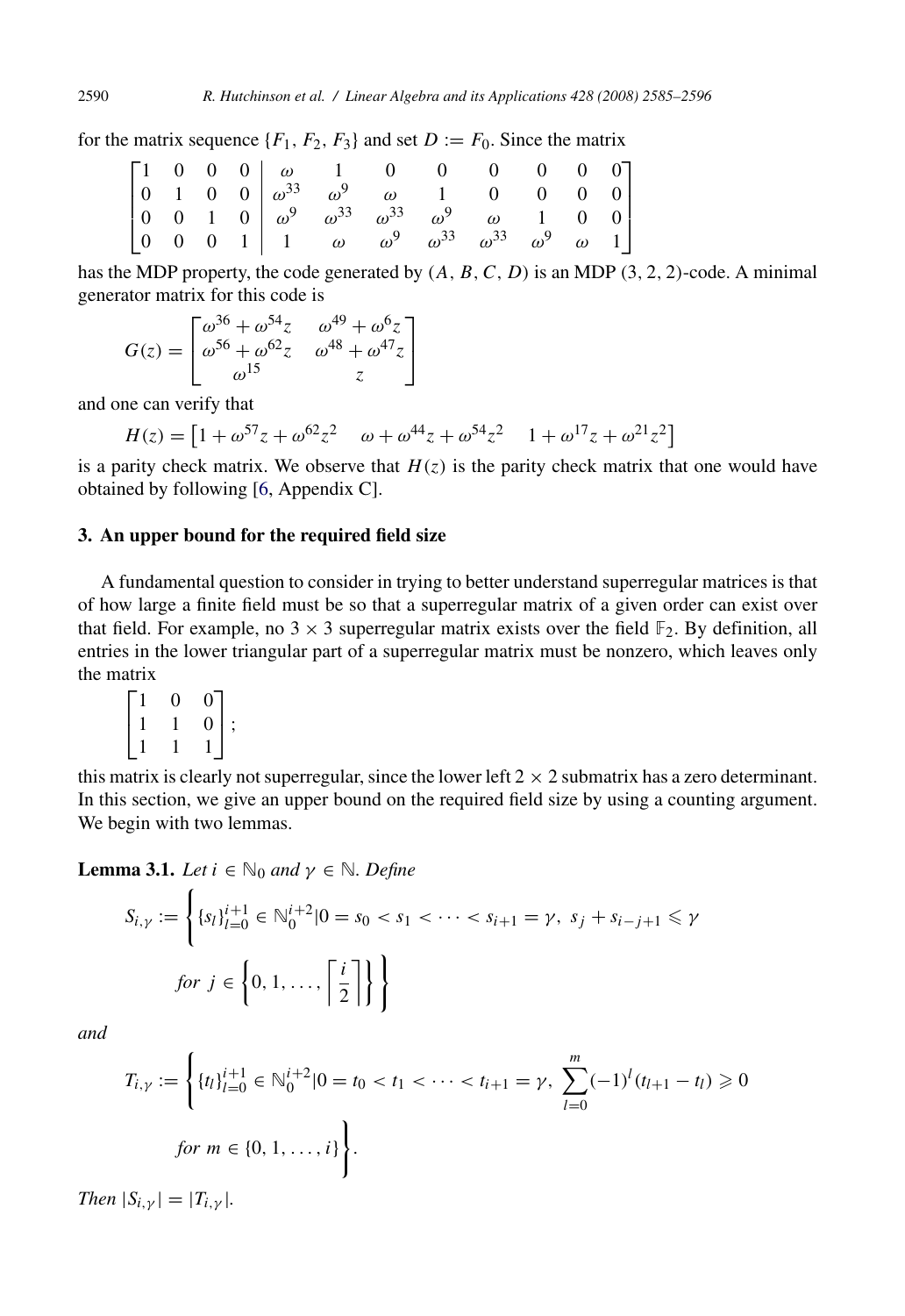for the matrix sequence $\{F_1, F_2, F_3\}$ and set $D := F_0$. Since the matrix

$$\left[\begin{array}{cccc|cccccccc} 1 & 0 & 0 & 0 & \omega & 1 & 0 & 0 & 0 & 0 & 0 & 0 \\ 0 & 1 & 0 & 0 & \omega^{33} & \omega^{9} & \omega & 1 & 0 & 0 & 0 & 0 \\ 0 & 0 & 1 & 0 & \omega^{9} & \omega^{33} & \omega^{33} & \omega^{9} & \omega & 1 & 0 & 0 \\ 0 & 0 & 0 & 1 & 1 & \omega & \omega^{9} & \omega^{33} & \omega^{33} & \omega^{9} & \omega & 1 \end{array}\right]$$

has the MDP property, the code generated by $(A, B, C, D)$ is an MDP $(3, 2, 2)$-code. A minimal generator matrix for this code is

$$G(z) = \begin{bmatrix} \omega^{36} + \omega^{54} z & \omega^{49} + \omega^{6} z \\ \omega^{56} + \omega^{62} z & \omega^{48} + \omega^{47} z \\ \omega^{15} & z \end{bmatrix}$$

and one can verify that

$$H(z) = \begin{bmatrix} 1 + \omega^{57} z + \omega^{62} z^2 & \omega + \omega^{44} z + \omega^{54} z^2 & 1 + \omega^{17} z + \omega^{21} z^2 \end{bmatrix}$$

is a parity check matrix. We observe that $H(z)$ is the parity check matrix that one would have obtained by following [6, Appendix C].

## 3. An upper bound for the required field size

A fundamental question to consider in trying to better understand superregular matrices is that of how large a finite field must be so that a superregular matrix of a given order can exist over that field. For example, no $3 \times 3$ superregular matrix exists over the field $\mathbb{F}_2$. By definition, all entries in the lower triangular part of a superregular matrix must be nonzero, which leaves only the matrix

$$\begin{bmatrix} 1 & 0 & 0 \\ 1 & 1 & 0 \\ 1 & 1 & 1 \end{bmatrix};$$

this matrix is clearly not superregular, since the lower left $2 \times 2$ submatrix has a zero determinant. In this section, we give an upper bound on the required field size by using a counting argument. We begin with two lemmas.

**Lemma 3.1.** *Let $i \in \mathbb{N}_0$ and $\gamma \in \mathbb{N}$. Define*

$$S_{i,\gamma} := \left\{ \{s_l\}_{l=0}^{i+1} \in \mathbb{N}_0^{i+2} \middle| 0 = s_0 < s_1 < \cdots < s_{i+1} = \gamma,\ s_j + s_{i-j+1} \leqslant \gamma \right.$$
$$\left. \text{for } j \in \left\{ 0, 1, \ldots, \left\lceil \frac{i}{2} \right\rceil \right\} \right\}$$

*and*

$$T_{i,\gamma} := \left\{ \{t_l\}_{l=0}^{i+1} \in \mathbb{N}_0^{i+2} \middle| 0 = t_0 < t_1 < \cdots < t_{i+1} = \gamma,\ \sum_{l=0}^{m} (-1)^l (t_{l+1} - t_l) \geqslant 0 \right.$$
$$\left. \text{for } m \in \{0, 1, \ldots, i\} \right\}.$$

*Then $|S_{i,\gamma}| = |T_{i,\gamma}|$.*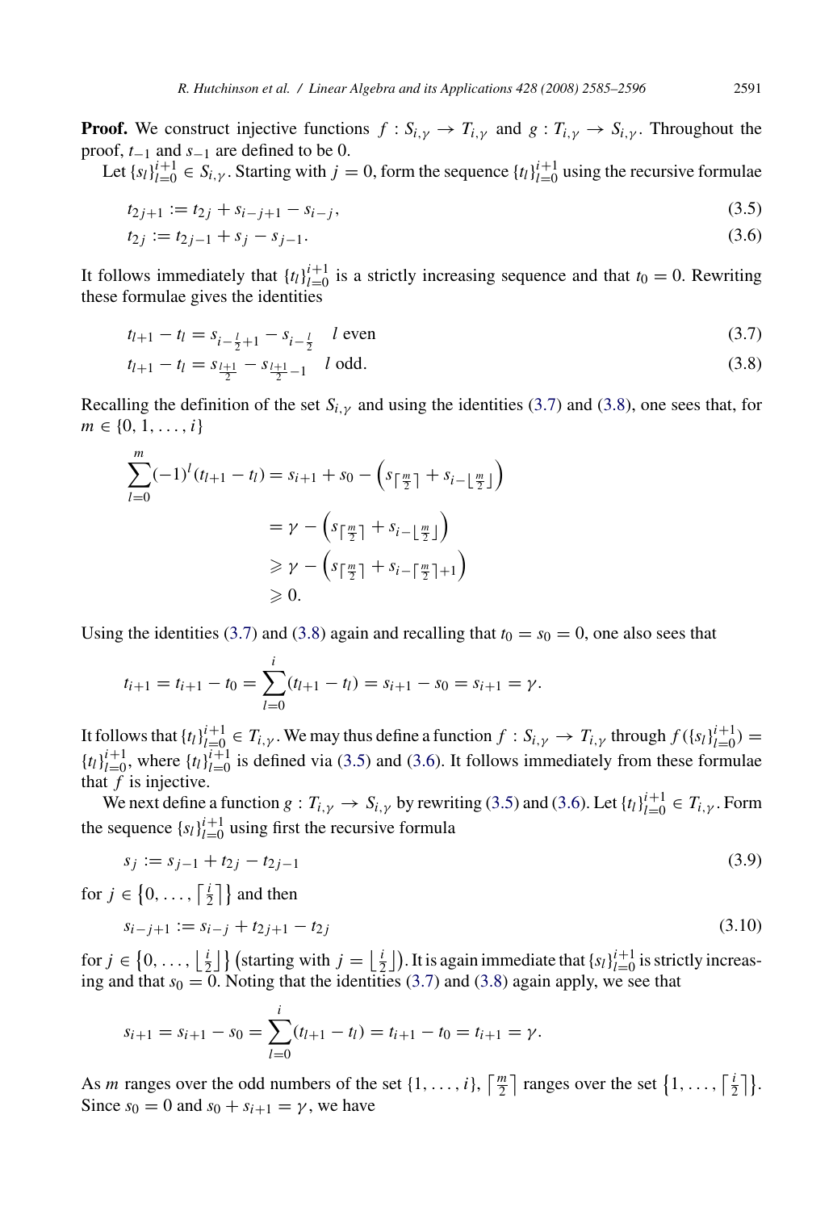**Proof.** We construct injective functions $f : S_{i,\gamma} \to T_{i,\gamma}$ and $g : T_{i,\gamma} \to S_{i,\gamma}$. Throughout the proof, $t_{-1}$ and $s_{-1}$ are defined to be 0.

Let $\{s_l\}_{l=0}^{i+1} \in S_{i,\gamma}$. Starting with $j = 0$, form the sequence $\{t_l\}_{l=0}^{i+1}$ using the recursive formulae

$$t_{2j+1} := t_{2j} + s_{i-j+1} - s_{i-j}, \tag{3.5}$$

$$t_{2j} := t_{2j-1} + s_j - s_{j-1}. \tag{3.6}$$

It follows immediately that $\{t_l\}_{l=0}^{i+1}$ is a strictly increasing sequence and that $t_0 = 0$. Rewriting these formulae gives the identities

$$t_{l+1} - t_l = s_{i-\frac{l}{2}+1} - s_{i-\frac{l}{2}} \quad l \text{ even} \tag{3.7}$$

$$t_{l+1} - t_l = s_{\frac{l+1}{2}} - s_{\frac{l+1}{2}-1} \quad l \text{ odd}. \tag{3.8}$$

Recalling the definition of the set $S_{i,\gamma}$ and using the identities (3.7) and (3.8), one sees that, for $m \in \{0, 1, \ldots, i\}$

$$\begin{aligned}
\sum_{l=0}^{m} (-1)^l (t_{l+1} - t_l) &= s_{i+1} + s_0 - \left( s_{\lceil \frac{m}{2} \rceil} + s_{i-\lfloor \frac{m}{2} \rfloor} \right) \\
&= \gamma - \left( s_{\lceil \frac{m}{2} \rceil} + s_{i-\lfloor \frac{m}{2} \rfloor} \right) \\
&\geqslant \gamma - \left( s_{\lceil \frac{m}{2} \rceil} + s_{i-\lceil \frac{m}{2} \rceil+1} \right) \\
&\geqslant 0.
\end{aligned}$$

Using the identities (3.7) and (3.8) again and recalling that $t_0 = s_0 = 0$, one also sees that

$$t_{i+1} = t_{i+1} - t_0 = \sum_{l=0}^{i} (t_{l+1} - t_l) = s_{i+1} - s_0 = s_{i+1} = \gamma.$$

It follows that $\{t_l\}_{l=0}^{i+1} \in T_{i,\gamma}$. We may thus define a function $f : S_{i,\gamma} \to T_{i,\gamma}$ through $f(\{s_l\}_{l=0}^{i+1}) = \{t_l\}_{l=0}^{i+1}$, where $\{t_l\}_{l=0}^{i+1}$ is defined via (3.5) and (3.6). It follows immediately from these formulae that $f$ is injective.

We next define a function $g : T_{i,\gamma} \to S_{i,\gamma}$ by rewriting (3.5) and (3.6). Let $\{t_l\}_{l=0}^{i+1} \in T_{i,\gamma}$. Form the sequence $\{s_l\}_{l=0}^{i+1}$ using first the recursive formula

$$s_j := s_{j-1} + t_{2j} - t_{2j-1} \tag{3.9}$$

for $j \in \left\{0, \ldots, \left\lceil \frac{i}{2} \right\rceil\right\}$ and then

$$s_{i-j+1} := s_{i-j} + t_{2j+1} - t_{2j} \tag{3.10}$$

for $j \in \left\{0, \ldots, \left\lfloor \frac{i}{2} \right\rfloor\right\}$ $\left(\text{starting with } j = \left\lfloor \frac{i}{2} \right\rfloor\right)$. It is again immediate that $\{s_l\}_{l=0}^{i+1}$ is strictly increasing and that $s_0 = 0$. Noting that the identities (3.7) and (3.8) again apply, we see that

$$s_{i+1} = s_{i+1} - s_0 = \sum_{l=0}^{i} (t_{l+1} - t_l) = t_{i+1} - t_0 = t_{i+1} = \gamma.$$

As $m$ ranges over the odd numbers of the set $\{1, \ldots, i\}$, $\left\lceil \frac{m}{2} \right\rceil$ ranges over the set $\left\{1, \ldots, \left\lceil \frac{i}{2} \right\rceil\right\}$. Since $s_0 = 0$ and $s_0 + s_{i+1} = \gamma$, we have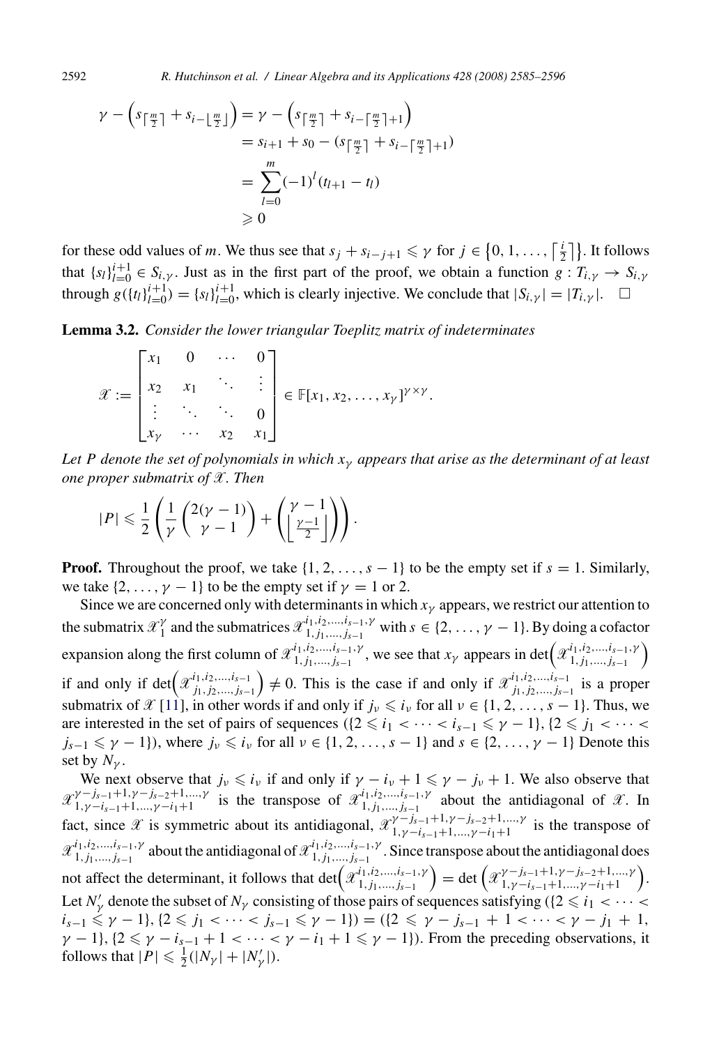$$
\begin{aligned}
\gamma - \left(s_{\lceil \frac{m}{2} \rceil} + s_{i - \lfloor \frac{m}{2} \rfloor}\right) &= \gamma - \left(s_{\lceil \frac{m}{2} \rceil} + s_{i - \lceil \frac{m}{2} \rceil + 1}\right) \\
&= s_{i+1} + s_0 - (s_{\lceil \frac{m}{2} \rceil} + s_{i - \lceil \frac{m}{2} \rceil + 1}) \\
&= \sum_{l=0}^{m} (-1)^l (t_{l+1} - t_l) \\
&\geqslant 0
\end{aligned}
$$

for these odd values of $m$. We thus see that $s_j + s_{i-j+1} \leqslant \gamma$ for $j \in \left\{0, 1, \ldots, \left\lceil \frac{i}{2} \right\rceil\right\}$. It follows that $\{s_l\}_{l=0}^{i+1} \in S_{i,\gamma}$. Just as in the first part of the proof, we obtain a function $g : T_{i,\gamma} \to S_{i,\gamma}$ through $g(\{t_l\}_{l=0}^{i+1}) = \{s_l\}_{l=0}^{i+1}$, which is clearly injective. We conclude that $|S_{i,\gamma}| = |T_{i,\gamma}|$. $\square$

**Lemma 3.2.** *Consider the lower triangular Toeplitz matrix of indeterminates*

$$
\mathscr{X} := \begin{bmatrix} x_1 & 0 & \cdots & 0 \\ x_2 & x_1 & \ddots & \vdots \\ \vdots & \ddots & \ddots & 0 \\ x_\gamma & \cdots & x_2 & x_1 \end{bmatrix} \in \mathbb{F}[x_1, x_2, \ldots, x_\gamma]^{\gamma \times \gamma}.
$$

*Let $P$ denote the set of polynomials in which $x_\gamma$ appears that arise as the determinant of at least one proper submatrix of $\mathscr{X}$. Then*

$$
|P| \leqslant \frac{1}{2}\left(\frac{1}{\gamma}\binom{2(\gamma-1)}{\gamma-1} + \binom{\gamma-1}{\left\lfloor \frac{\gamma-1}{2} \right\rfloor}\right).
$$

**Proof.** Throughout the proof, we take $\{1, 2, \ldots, s-1\}$ to be the empty set if $s = 1$. Similarly, we take $\{2, \ldots, \gamma-1\}$ to be the empty set if $\gamma = 1$ or 2.

Since we are concerned only with determinants in which $x_\gamma$ appears, we restrict our attention to the submatrix $\mathscr{X}_1^\gamma$ and the submatrices $\mathscr{X}_{1,j_1,\ldots,j_{s-1}}^{i_1,i_2,\ldots,i_{s-1},\gamma}$ with $s \in \{2, \ldots, \gamma-1\}$. By doing a cofactor expansion along the first column of $\mathscr{X}_{1,j_1,\ldots,j_{s-1}}^{i_1,i_2,\ldots,i_{s-1},\gamma}$, we see that $x_\gamma$ appears in $\det\left(\mathscr{X}_{1,j_1,\ldots,j_{s-1}}^{i_1,i_2,\ldots,i_{s-1},\gamma}\right)$ if and only if $\det\left(\mathscr{X}_{j_1,j_2,\ldots,j_{s-1}}^{i_1,i_2,\ldots,i_{s-1}}\right) \neq 0$. This is the case if and only if $\mathscr{X}_{j_1,j_2,\ldots,j_{s-1}}^{i_1,i_2,\ldots,i_{s-1}}$ is a proper submatrix of $\mathscr{X}$ [11], in other words if and only if $j_\nu \leqslant i_\nu$ for all $\nu \in \{1, 2, \ldots, s-1\}$. Thus, we are interested in the set of pairs of sequences $(\{2 \leqslant i_1 < \cdots < i_{s-1} \leqslant \gamma-1\}, \{2 \leqslant j_1 < \cdots < j_{s-1} \leqslant \gamma-1\})$, where $j_\nu \leqslant i_\nu$ for all $\nu \in \{1, 2, \ldots, s-1\}$ and $s \in \{2, \ldots, \gamma-1\}$ Denote this set by $N_\gamma$.

We next observe that $j_\nu \leqslant i_\nu$ if and only if $\gamma - i_\nu + 1 \leqslant \gamma - j_\nu + 1$. We also observe that $\mathscr{X}_{1,\gamma-i_{s-1}+1,\ldots,\gamma-i_1+1}^{\gamma-j_{s-1}+1,\gamma-j_{s-2}+1,\ldots,\gamma}$ is the transpose of $\mathscr{X}_{1,j_1,\ldots,j_{s-1}}^{i_1,i_2,\ldots,i_{s-1},\gamma}$ about the antidiagonal of $\mathscr{X}$. In fact, since $\mathscr{X}$ is symmetric about its antidiagonal, $\mathscr{X}_{1,\gamma-i_{s-1}+1,\ldots,\gamma-i_1+1}^{\gamma-j_{s-1}+1,\gamma-j_{s-2}+1,\ldots,\gamma}$ is the transpose of $\mathscr{X}_{1,j_1,\ldots,j_{s-1}}^{i_1,i_2,\ldots,i_{s-1},\gamma}$ about the antidiagonal of $\mathscr{X}_{1,j_1,\ldots,j_{s-1}}^{i_1,i_2,\ldots,i_{s-1},\gamma}$. Since transpose about the antidiagonal does not affect the determinant, it follows that $\det\left(\mathscr{X}_{1,j_1,\ldots,j_{s-1}}^{i_1,i_2,\ldots,i_{s-1},\gamma}\right) = \det\left(\mathscr{X}_{1,\gamma-i_{s-1}+1,\ldots,\gamma-i_1+1}^{\gamma-j_{s-1}+1,\gamma-j_{s-2}+1,\ldots,\gamma}\right)$. Let $N'_\gamma$ denote the subset of $N_\gamma$ consisting of those pairs of sequences satisfying $(\{2 \leqslant i_1 < \cdots < i_{s-1} \leqslant \gamma-1\}, \{2 \leqslant j_1 < \cdots < j_{s-1} \leqslant \gamma-1\}) = (\{2 \leqslant \gamma - j_{s-1} + 1 < \cdots < \gamma - j_1 + 1, \gamma - 1\}, \{2 \leqslant \gamma - i_{s-1} + 1 < \cdots < \gamma - i_1 + 1 \leqslant \gamma - 1\})$. From the preceding observations, it follows that $|P| \leqslant \frac{1}{2}(|N_\gamma| + |N'_\gamma|)$.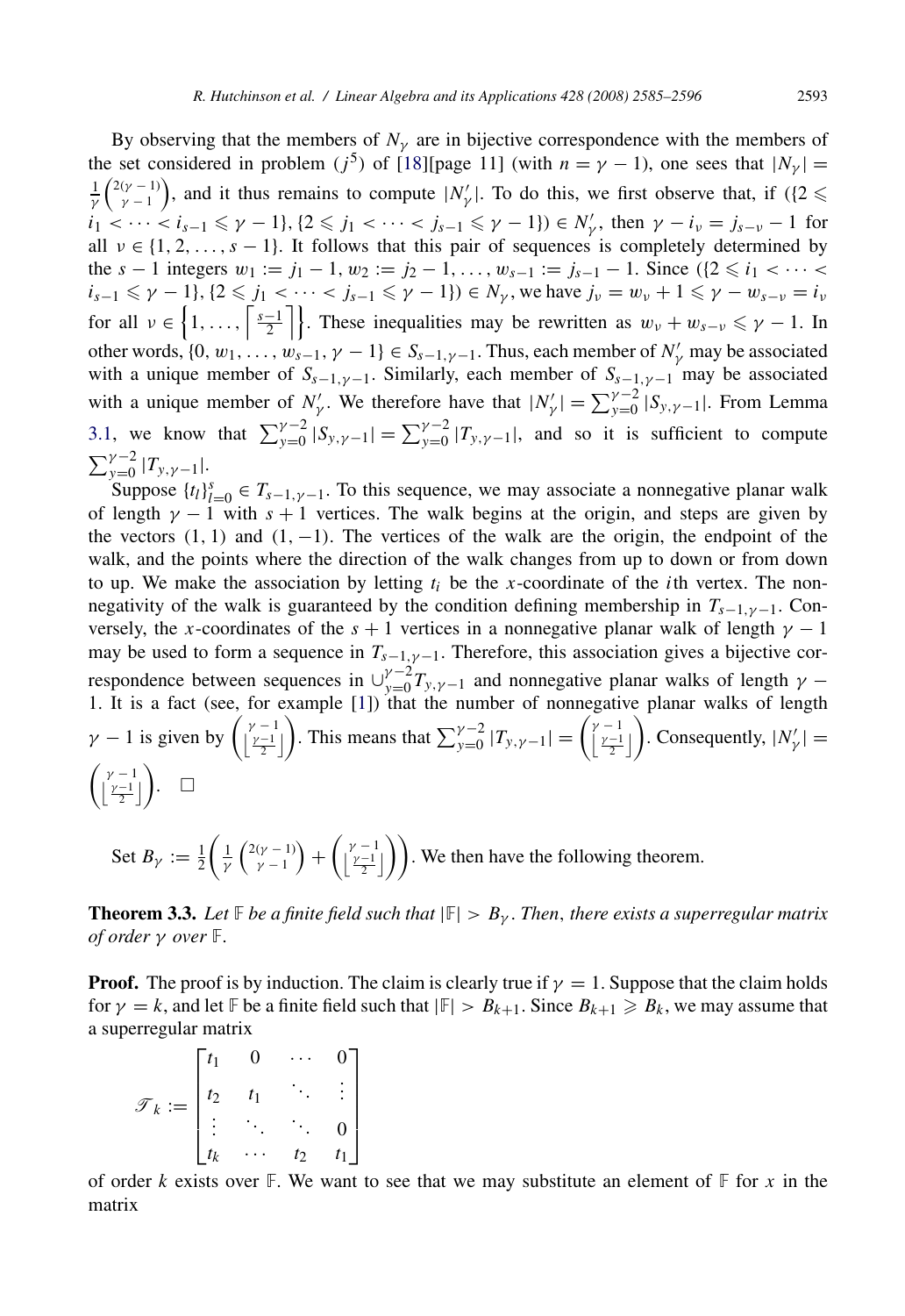By observing that the members of $N_\gamma$ are in bijective correspondence with the members of the set considered in problem $(j^5)$ of [18][page 11] (with $n = \gamma - 1$), one sees that $|N_\gamma| = \frac{1}{\gamma}\binom{2(\gamma-1)}{\gamma-1}$, and it thus remains to compute $|N'_\gamma|$. To do this, we first observe that, if $(\{2 \leqslant i_1 < \cdots < i_{s-1} \leqslant \gamma - 1\}, \{2 \leqslant j_1 < \cdots < j_{s-1} \leqslant \gamma - 1\}) \in N'_\gamma$, then $\gamma - i_\nu = j_{s-\nu} - 1$ for all $\nu \in \{1, 2, \ldots, s-1\}$. It follows that this pair of sequences is completely determined by the $s-1$ integers $w_1 := j_1 - 1, w_2 := j_2 - 1, \ldots, w_{s-1} := j_{s-1} - 1$. Since $(\{2 \leqslant i_1 < \cdots < i_{s-1} \leqslant \gamma - 1\}, \{2 \leqslant j_1 < \cdots < j_{s-1} \leqslant \gamma - 1\}) \in N_\gamma$, we have $j_\nu = w_\nu + 1 \leqslant \gamma - w_{s-\nu} = i_\nu$ for all $\nu \in \left\{1, \ldots, \left\lceil \frac{s-1}{2} \right\rceil\right\}$. These inequalities may be rewritten as $w_\nu + w_{s-\nu} \leqslant \gamma - 1$. In other words, $\{0, w_1, \ldots, w_{s-1}, \gamma - 1\} \in S_{s-1,\gamma-1}$. Thus, each member of $N'_\gamma$ may be associated with a unique member of $S_{s-1,\gamma-1}$. Similarly, each member of $S_{s-1,\gamma-1}$ may be associated with a unique member of $N'_\gamma$. We therefore have that $|N'_\gamma| = \sum_{y=0}^{\gamma-2} |S_{y,\gamma-1}|$. From Lemma 3.1, we know that $\sum_{y=0}^{\gamma-2} |S_{y,\gamma-1}| = \sum_{y=0}^{\gamma-2} |T_{y,\gamma-1}|$, and so it is sufficient to compute $\sum_{y=0}^{\gamma-2} |T_{y,\gamma-1}|$.

Suppose $\{t_l\}_{l=0}^{s} \in T_{s-1,\gamma-1}$. To this sequence, we may associate a nonnegative planar walk of length $\gamma - 1$ with $s+1$ vertices. The walk begins at the origin, and steps are given by the vectors $(1, 1)$ and $(1, -1)$. The vertices of the walk are the origin, the endpoint of the walk, and the points where the direction of the walk changes from up to down or from down to up. We make the association by letting $t_i$ be the $x$-coordinate of the $i$th vertex. The nonnegativity of the walk is guaranteed by the condition defining membership in $T_{s-1,\gamma-1}$. Conversely, the $x$-coordinates of the $s+1$ vertices in a nonnegative planar walk of length $\gamma - 1$ may be used to form a sequence in $T_{s-1,\gamma-1}$. Therefore, this association gives a bijective correspondence between sequences in $\cup_{y=0}^{\gamma-2} T_{y,\gamma-1}$ and nonnegative planar walks of length $\gamma - 1$. It is a fact (see, for example [1]) that the number of nonnegative planar walks of length $\gamma - 1$ is given by $\binom{\gamma-1}{\lfloor \frac{\gamma-1}{2} \rfloor}$. This means that $\sum_{y=0}^{\gamma-2} |T_{y,\gamma-1}| = \binom{\gamma-1}{\lfloor \frac{\gamma-1}{2} \rfloor}$. Consequently, $|N'_\gamma| = \binom{\gamma-1}{\lfloor \frac{\gamma-1}{2} \rfloor}$. $\square$

Set $B_\gamma := \frac{1}{2}\left(\frac{1}{\gamma}\binom{2(\gamma-1)}{\gamma-1} + \binom{\gamma-1}{\lfloor \frac{\gamma-1}{2} \rfloor}\right)$. We then have the following theorem.

**Theorem 3.3.** *Let $\mathbb{F}$ be a finite field such that $|\mathbb{F}| > B_\gamma$. Then, there exists a superregular matrix of order $\gamma$ over $\mathbb{F}$.*

**Proof.** The proof is by induction. The claim is clearly true if $\gamma = 1$. Suppose that the claim holds for $\gamma = k$, and let $\mathbb{F}$ be a finite field such that $|\mathbb{F}| > B_{k+1}$. Since $B_{k+1} \geqslant B_k$, we may assume that a superregular matrix

$$\mathscr{T}_k := \begin{bmatrix} t_1 & 0 & \cdots & 0 \\ t_2 & t_1 & \ddots & \vdots \\ \vdots & \ddots & \ddots & 0 \\ t_k & \cdots & t_2 & t_1 \end{bmatrix}$$

of order $k$ exists over $\mathbb{F}$. We want to see that we may substitute an element of $\mathbb{F}$ for $x$ in the matrix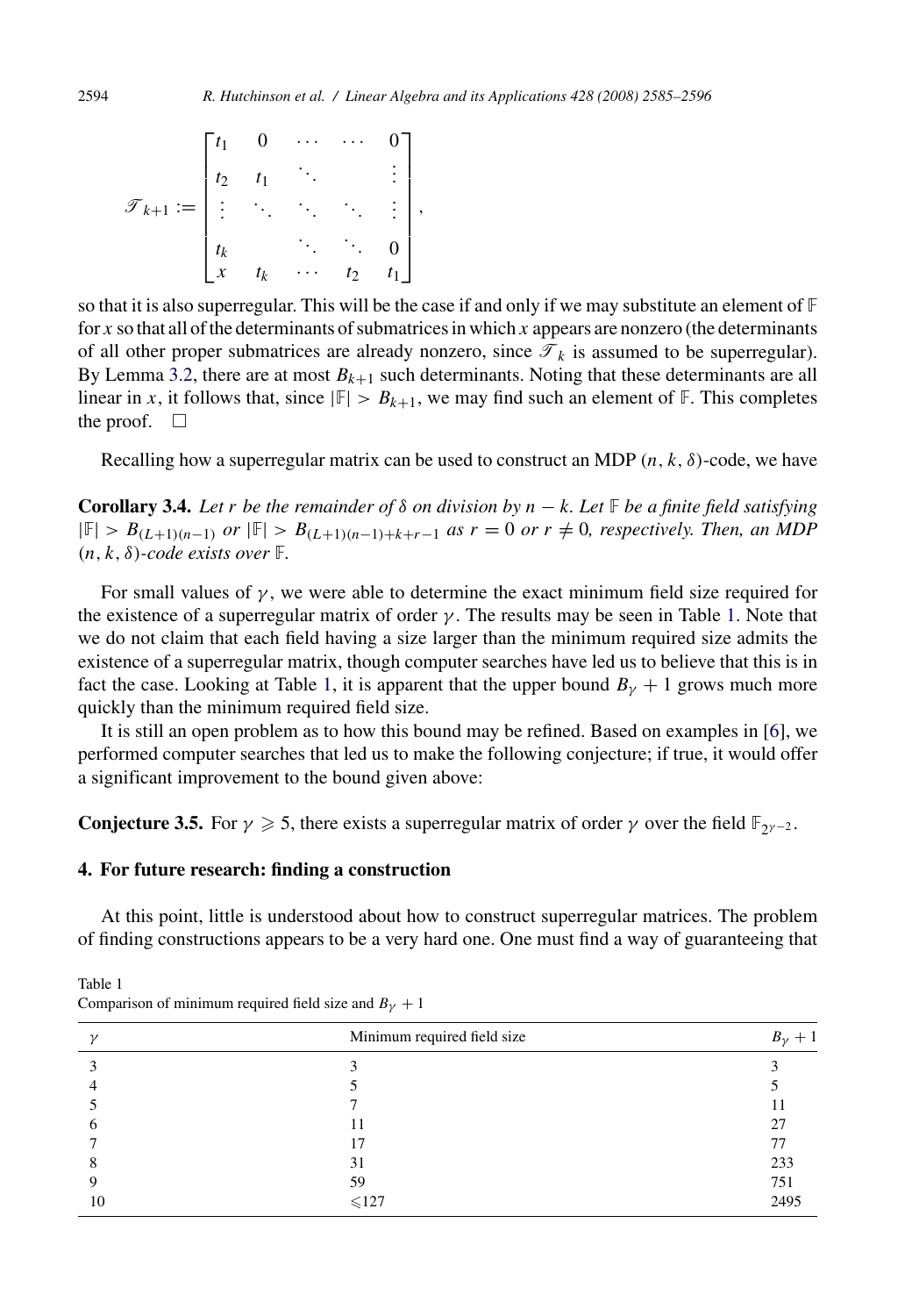$$\mathcal{T}_{k+1} := \begin{bmatrix} t_1 & 0 & \cdots & \cdots & 0 \\ t_2 & t_1 & \ddots & & \vdots \\ \vdots & \ddots & \ddots & \ddots & \vdots \\ t_k & & \ddots & \ddots & 0 \\ x & t_k & \cdots & t_2 & t_1 \end{bmatrix},$$

so that it is also superregular. This will be the case if and only if we may substitute an element of $\mathbb{F}$ for $x$ so that all of the determinants of submatrices in which $x$ appears are nonzero (the determinants of all other proper submatrices are already nonzero, since $\mathcal{T}_k$ is assumed to be superregular). By Lemma 3.2, there are at most $B_{k+1}$ such determinants. Noting that these determinants are all linear in $x$, it follows that, since $|\mathbb{F}| > B_{k+1}$, we may find such an element of $\mathbb{F}$. This completes the proof. $\square$

Recalling how a superregular matrix can be used to construct an MDP $(n, k, \delta)$-code, we have

**Corollary 3.4.** *Let $r$ be the remainder of $\delta$ on division by $n - k$. Let $\mathbb{F}$ be a finite field satisfying $|\mathbb{F}| > B_{(L+1)(n-1)}$ or $|\mathbb{F}| > B_{(L+1)(n-1)+k+r-1}$ as $r = 0$ or $r \neq 0$, respectively. Then, an MDP $(n, k, \delta)$-code exists over $\mathbb{F}$.*

For small values of $\gamma$, we were able to determine the exact minimum field size required for the existence of a superregular matrix of order $\gamma$. The results may be seen in Table 1. Note that we do not claim that each field having a size larger than the minimum required size admits the existence of a superregular matrix, though computer searches have led us to believe that this is in fact the case. Looking at Table 1, it is apparent that the upper bound $B_\gamma + 1$ grows much more quickly than the minimum required field size.

It is still an open problem as to how this bound may be refined. Based on examples in [6], we performed computer searches that led us to make the following conjecture; if true, it would offer a significant improvement to the bound given above:

**Conjecture 3.5.** For $\gamma \geqslant 5$, there exists a superregular matrix of order $\gamma$ over the field $\mathbb{F}_{2^{\gamma-2}}$.

## 4. For future research: finding a construction

At this point, little is understood about how to construct superregular matrices. The problem of finding constructions appears to be a very hard one. One must find a way of guaranteeing that

Table 1
Comparison of minimum required field size and $B_\gamma + 1$

| $\gamma$ | Minimum required field size | $B_\gamma + 1$ |
|---|---|---|
| 3 | 3 | 3 |
| 4 | 5 | 5 |
| 5 | 7 | 11 |
| 6 | 11 | 27 |
| 7 | 17 | 77 |
| 8 | 31 | 233 |
| 9 | 59 | 751 |
| 10 | $\leqslant$127 | 2495 |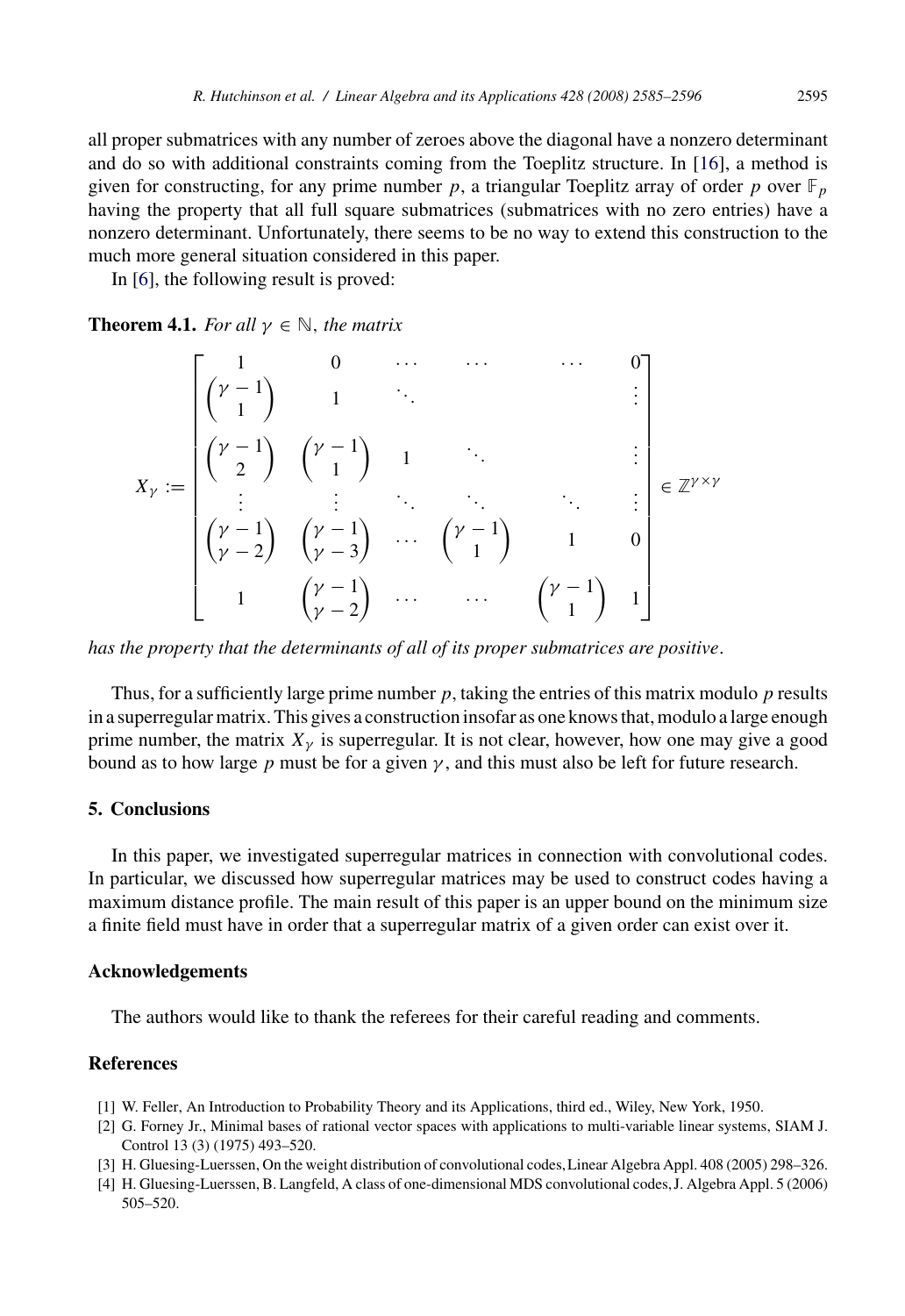all proper submatrices with any number of zeroes above the diagonal have a nonzero determinant and do so with additional constraints coming from the Toeplitz structure. In [16], a method is given for constructing, for any prime number $p$, a triangular Toeplitz array of order $p$ over $\mathbb{F}_p$ having the property that all full square submatrices (submatrices with no zero entries) have a nonzero determinant. Unfortunately, there seems to be no way to extend this construction to the much more general situation considered in this paper.

In [6], the following result is proved:

**Theorem 4.1.** *For all $\gamma \in \mathbb{N}$, the matrix*

$$X_\gamma := \begin{bmatrix} 1 & 0 & \cdots & \cdots & \cdots & 0 \\ \binom{\gamma-1}{1} & 1 & \ddots & & & \vdots \\ \binom{\gamma-1}{2} & \binom{\gamma-1}{1} & 1 & \ddots & & \vdots \\ \vdots & \vdots & \ddots & \ddots & \ddots & \vdots \\ \binom{\gamma-1}{\gamma-2} & \binom{\gamma-1}{\gamma-3} & \cdots & \binom{\gamma-1}{1} & 1 & 0 \\ 1 & \binom{\gamma-1}{\gamma-2} & \cdots & \cdots & \binom{\gamma-1}{1} & 1 \end{bmatrix} \in \mathbb{Z}^{\gamma \times \gamma}$$

*has the property that the determinants of all of its proper submatrices are positive.*

Thus, for a sufficiently large prime number $p$, taking the entries of this matrix modulo $p$ results in a superregular matrix. This gives a construction insofar as one knows that, modulo a large enough prime number, the matrix $X_\gamma$ is superregular. It is not clear, however, how one may give a good bound as to how large $p$ must be for a given $\gamma$, and this must also be left for future research.

## 5. Conclusions

In this paper, we investigated superregular matrices in connection with convolutional codes. In particular, we discussed how superregular matrices may be used to construct codes having a maximum distance profile. The main result of this paper is an upper bound on the minimum size a finite field must have in order that a superregular matrix of a given order can exist over it.

## Acknowledgements

The authors would like to thank the referees for their careful reading and comments.

## References

[1] W. Feller, An Introduction to Probability Theory and its Applications, third ed., Wiley, New York, 1950.

[2] G. Forney Jr., Minimal bases of rational vector spaces with applications to multi-variable linear systems, SIAM J. Control 13 (3) (1975) 493–520.

[3] H. Gluesing-Luerssen, On the weight distribution of convolutional codes, Linear Algebra Appl. 408 (2005) 298–326.

[4] H. Gluesing-Luerssen, B. Langfeld, A class of one-dimensional MDS convolutional codes, J. Algebra Appl. 5 (2006) 505–520.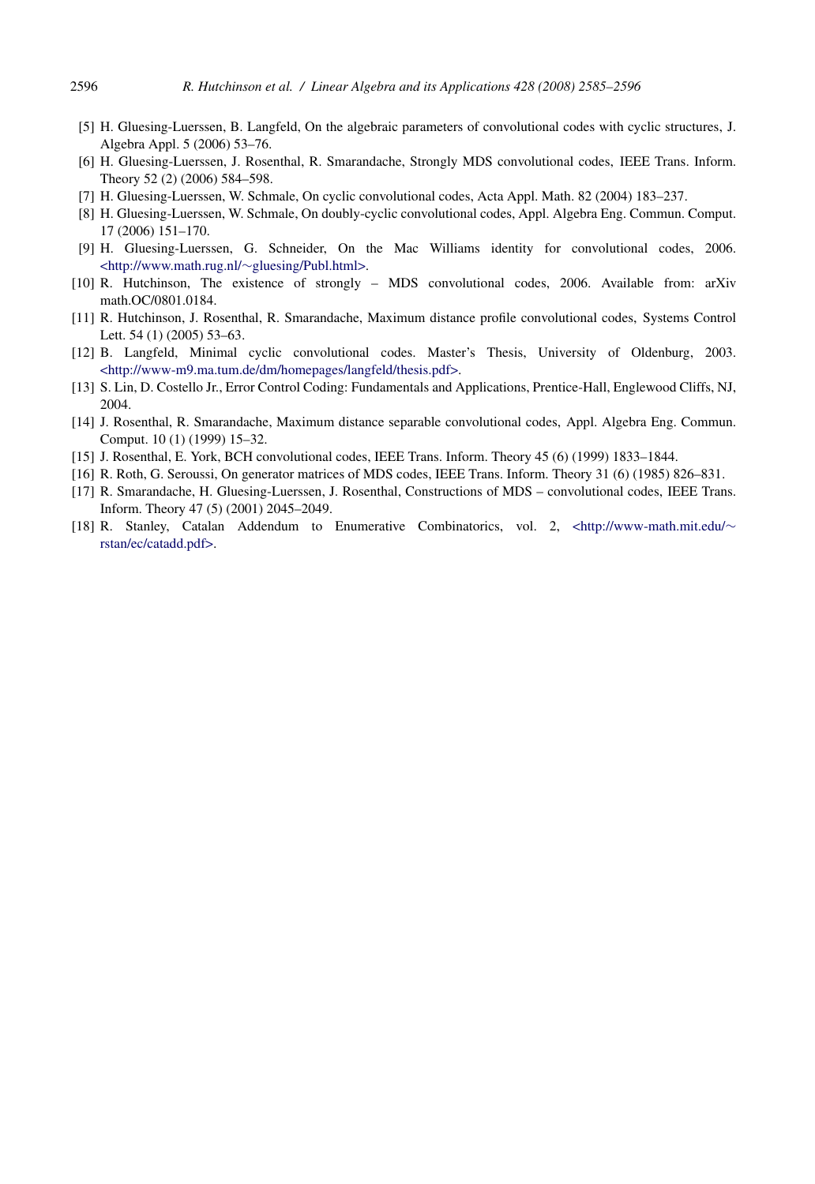[5] H. Gluesing-Luerssen, B. Langfeld, On the algebraic parameters of convolutional codes with cyclic structures, J. Algebra Appl. 5 (2006) 53–76.

[6] H. Gluesing-Luerssen, J. Rosenthal, R. Smarandache, Strongly MDS convolutional codes, IEEE Trans. Inform. Theory 52 (2) (2006) 584–598.

[7] H. Gluesing-Luerssen, W. Schmale, On cyclic convolutional codes, Acta Appl. Math. 82 (2004) 183–237.

[8] H. Gluesing-Luerssen, W. Schmale, On doubly-cyclic convolutional codes, Appl. Algebra Eng. Commun. Comput. 17 (2006) 151–170.

[9] H. Gluesing-Luerssen, G. Schneider, On the Mac Williams identity for convolutional codes, 2006. <http://www.math.rug.nl/~gluesing/Publ.html>.

[10] R. Hutchinson, The existence of strongly – MDS convolutional codes, 2006. Available from: arXiv math.OC/0801.0184.

[11] R. Hutchinson, J. Rosenthal, R. Smarandache, Maximum distance profile convolutional codes, Systems Control Lett. 54 (1) (2005) 53–63.

[12] B. Langfeld, Minimal cyclic convolutional codes. Master's Thesis, University of Oldenburg, 2003. <http://www-m9.ma.tum.de/dm/homepages/langfeld/thesis.pdf>.

[13] S. Lin, D. Costello Jr., Error Control Coding: Fundamentals and Applications, Prentice-Hall, Englewood Cliffs, NJ, 2004.

[14] J. Rosenthal, R. Smarandache, Maximum distance separable convolutional codes, Appl. Algebra Eng. Commun. Comput. 10 (1) (1999) 15–32.

[15] J. Rosenthal, E. York, BCH convolutional codes, IEEE Trans. Inform. Theory 45 (6) (1999) 1833–1844.

[16] R. Roth, G. Seroussi, On generator matrices of MDS codes, IEEE Trans. Inform. Theory 31 (6) (1985) 826–831.

[17] R. Smarandache, H. Gluesing-Luerssen, J. Rosenthal, Constructions of MDS – convolutional codes, IEEE Trans. Inform. Theory 47 (5) (2001) 2045–2049.

[18] R. Stanley, Catalan Addendum to Enumerative Combinatorics, vol. 2, <http://www-math.mit.edu/~rstan/ec/catadd.pdf>.